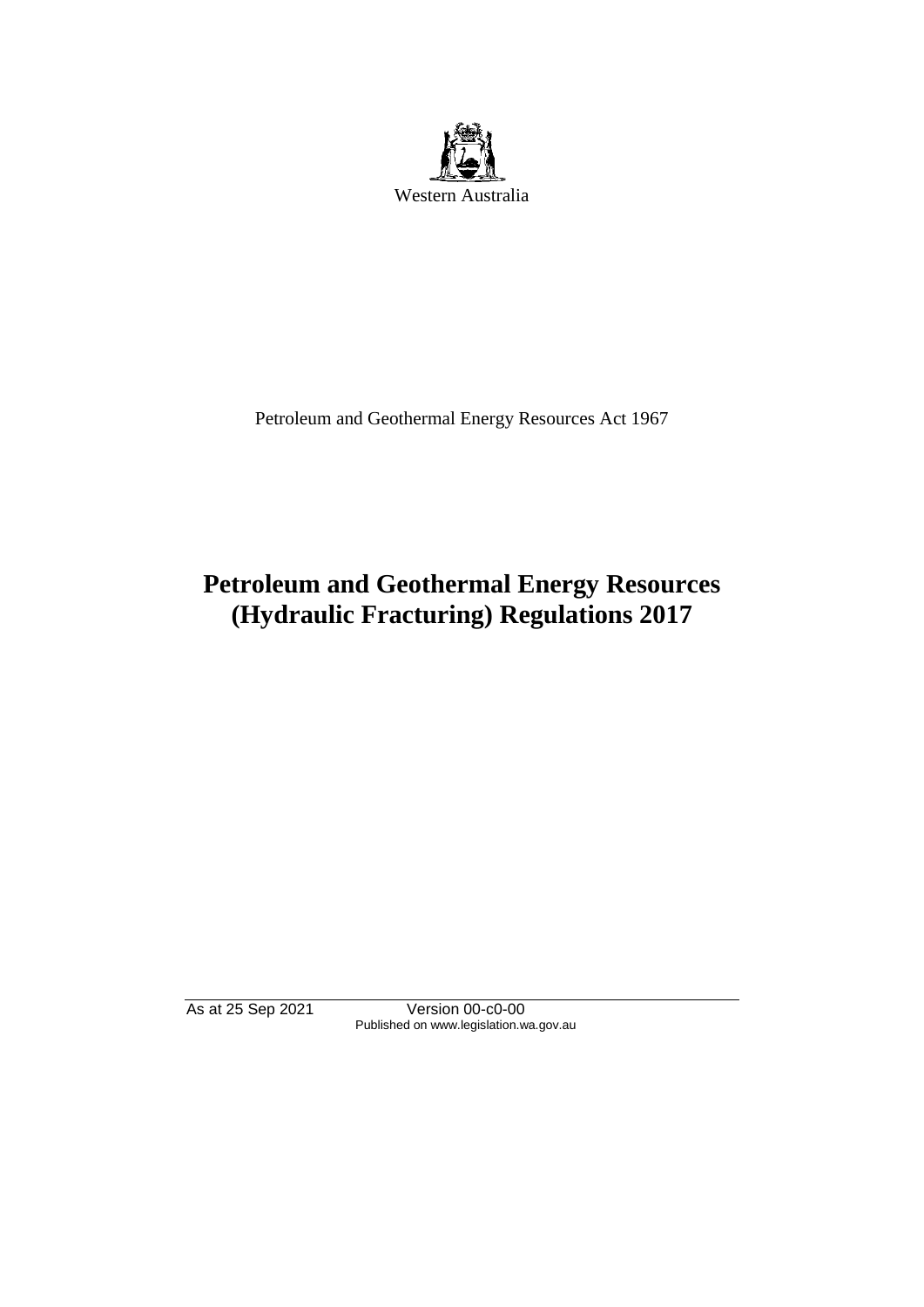Western Australia

Petroleum and Geothermal Energy Resources Act 1967

# Petroleum and Geothermal Energy Resources (Hydraulic Fracturing) Regulations 2017

As at 25 Sep 2021 Version 00-c0-00
Published on www.legislation.wa.gov.au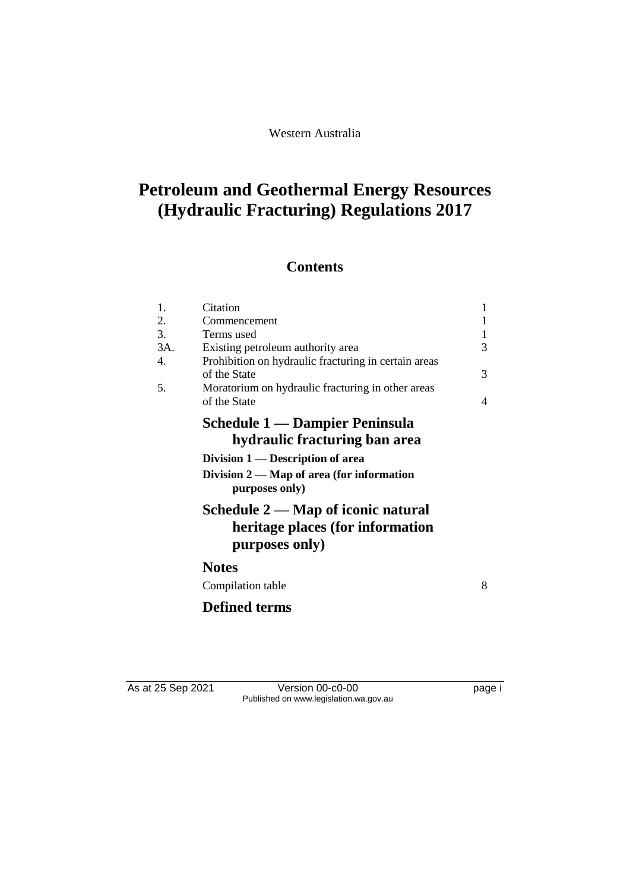Western Australia

# Petroleum and Geothermal Energy Resources (Hydraulic Fracturing) Regulations 2017

## Contents

| | | |
|---|---|---|
| 1. | Citation | 1 |
| 2. | Commencement | 1 |
| 3. | Terms used | 1 |
| 3A. | Existing petroleum authority area | 3 |
| 4. | Prohibition on hydraulic fracturing in certain areas of the State | 3 |
| 5. | Moratorium on hydraulic fracturing in other areas of the State | 4 |

### Schedule 1 — Dampier Peninsula hydraulic fracturing ban area

**Division 1 — Description of area**

**Division 2 — Map of area (for information purposes only)**

### Schedule 2 — Map of iconic natural heritage places (for information purposes only)

### Notes

Compilation table 8

### Defined terms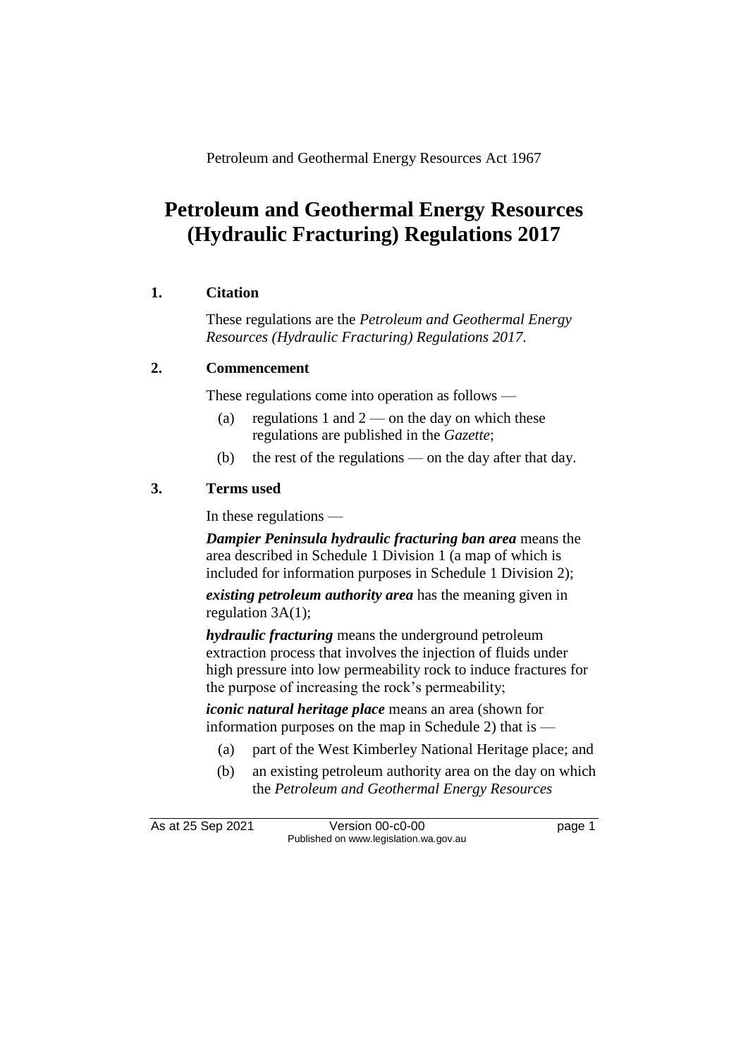Petroleum and Geothermal Energy Resources Act 1967

# Petroleum and Geothermal Energy Resources (Hydraulic Fracturing) Regulations 2017

## 1. Citation

These regulations are the *Petroleum and Geothermal Energy Resources (Hydraulic Fracturing) Regulations 2017*.

## 2. Commencement

These regulations come into operation as follows —

(a) regulations 1 and 2 — on the day on which these regulations are published in the *Gazette*;

(b) the rest of the regulations — on the day after that day.

## 3. Terms used

In these regulations —

***Dampier Peninsula hydraulic fracturing ban area*** means the area described in Schedule 1 Division 1 (a map of which is included for information purposes in Schedule 1 Division 2);

***existing petroleum authority area*** has the meaning given in regulation 3A(1);

***hydraulic fracturing*** means the underground petroleum extraction process that involves the injection of fluids under high pressure into low permeability rock to induce fractures for the purpose of increasing the rock's permeability;

***iconic natural heritage place*** means an area (shown for information purposes on the map in Schedule 2) that is —

(a) part of the West Kimberley National Heritage place; and

(b) an existing petroleum authority area on the day on which the *Petroleum and Geothermal Energy Resources*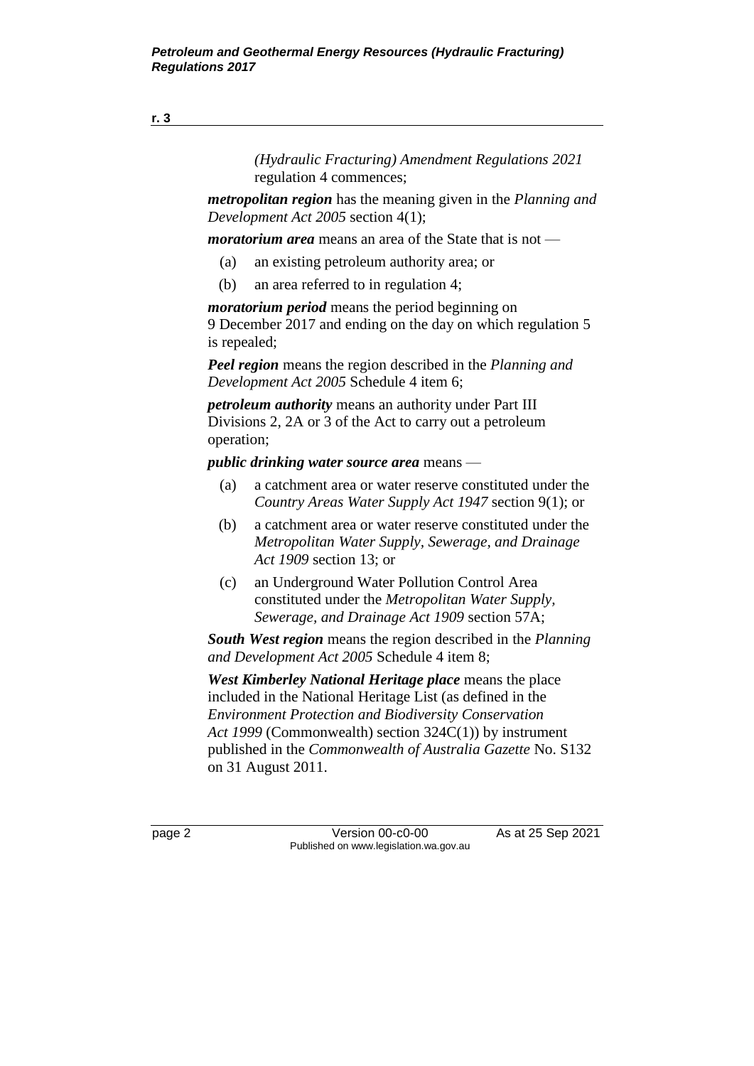*(Hydraulic Fracturing) Amendment Regulations 2021* regulation 4 commences;

***metropolitan region*** has the meaning given in the *Planning and Development Act 2005* section 4(1);

***moratorium area*** means an area of the State that is not —

(a) an existing petroleum authority area; or

(b) an area referred to in regulation 4;

***moratorium period*** means the period beginning on 9 December 2017 and ending on the day on which regulation 5 is repealed;

***Peel region*** means the region described in the *Planning and Development Act 2005* Schedule 4 item 6;

***petroleum authority*** means an authority under Part III Divisions 2, 2A or 3 of the Act to carry out a petroleum operation;

***public drinking water source area*** means —

(a) a catchment area or water reserve constituted under the *Country Areas Water Supply Act 1947* section 9(1); or

(b) a catchment area or water reserve constituted under the *Metropolitan Water Supply, Sewerage, and Drainage Act 1909* section 13; or

(c) an Underground Water Pollution Control Area constituted under the *Metropolitan Water Supply, Sewerage, and Drainage Act 1909* section 57A;

***South West region*** means the region described in the *Planning and Development Act 2005* Schedule 4 item 8;

***West Kimberley National Heritage place*** means the place included in the National Heritage List (as defined in the *Environment Protection and Biodiversity Conservation Act 1999* (Commonwealth) section 324C(1)) by instrument published in the *Commonwealth of Australia Gazette* No. S132 on 31 August 2011.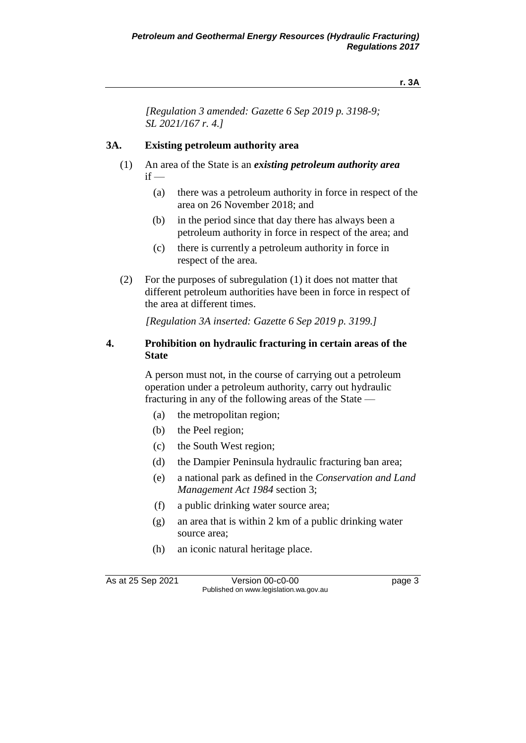*[Regulation 3 amended: Gazette 6 Sep 2019 p. 3198-9; SL 2021/167 r. 4.]*

## 3A. Existing petroleum authority area

(1) An area of the State is an ***existing petroleum authority area*** if —

- (a) there was a petroleum authority in force in respect of the area on 26 November 2018; and
- (b) in the period since that day there has always been a petroleum authority in force in respect of the area; and
- (c) there is currently a petroleum authority in force in respect of the area.

(2) For the purposes of subregulation (1) it does not matter that different petroleum authorities have been in force in respect of the area at different times.

*[Regulation 3A inserted: Gazette 6 Sep 2019 p. 3199.]*

## 4. Prohibition on hydraulic fracturing in certain areas of the State

A person must not, in the course of carrying out a petroleum operation under a petroleum authority, carry out hydraulic fracturing in any of the following areas of the State —

- (a) the metropolitan region;
- (b) the Peel region;
- (c) the South West region;
- (d) the Dampier Peninsula hydraulic fracturing ban area;
- (e) a national park as defined in the *Conservation and Land Management Act 1984* section 3;
- (f) a public drinking water source area;
- (g) an area that is within 2 km of a public drinking water source area;
- (h) an iconic natural heritage place.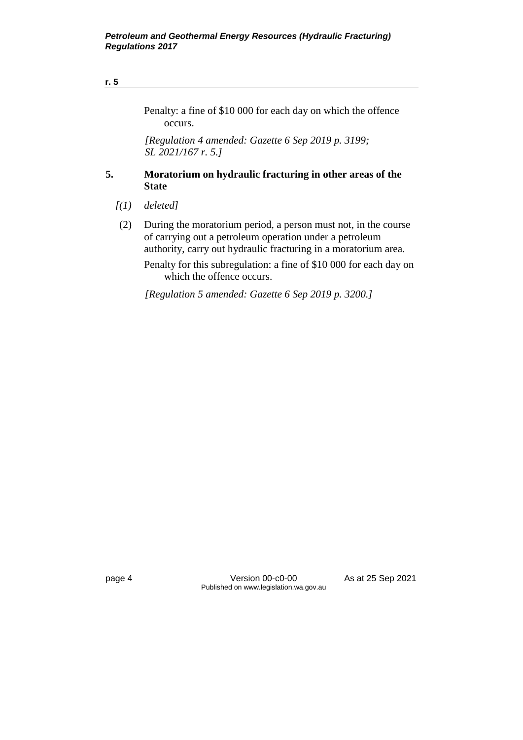Penalty: a fine of $10 000 for each day on which the offence occurs.

*[Regulation 4 amended: Gazette 6 Sep 2019 p. 3199; SL 2021/167 r. 5.]*

### 5. Moratorium on hydraulic fracturing in other areas of the State

*[(1) deleted]*

(2) During the moratorium period, a person must not, in the course of carrying out a petroleum operation under a petroleum authority, carry out hydraulic fracturing in a moratorium area.

Penalty for this subregulation: a fine of $10 000 for each day on which the offence occurs.

*[Regulation 5 amended: Gazette 6 Sep 2019 p. 3200.]*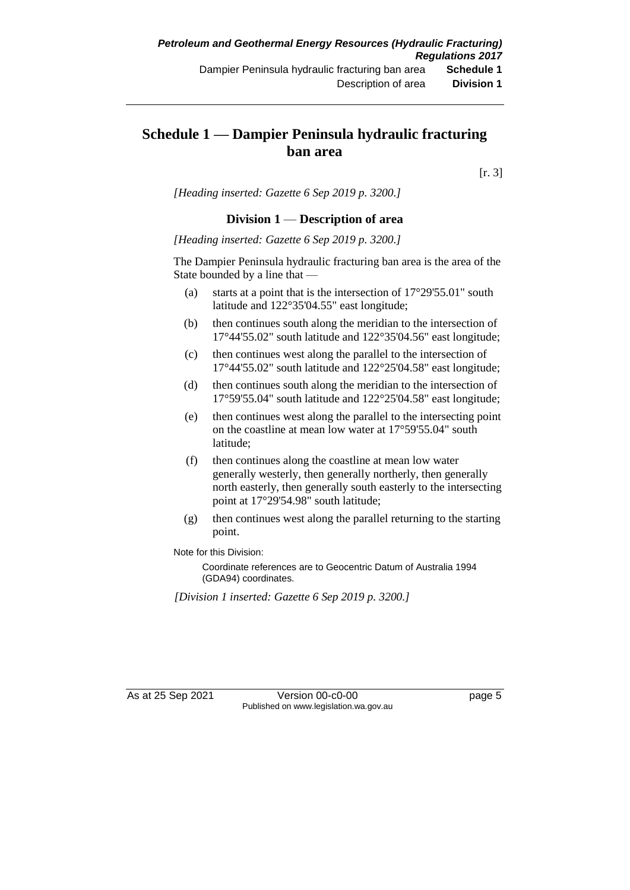# Schedule 1 — Dampier Peninsula hydraulic fracturing ban area

[r. 3]

*[Heading inserted: Gazette 6 Sep 2019 p. 3200.]*

## Division 1 — Description of area

*[Heading inserted: Gazette 6 Sep 2019 p. 3200.]*

The Dampier Peninsula hydraulic fracturing ban area is the area of the State bounded by a line that —

(a) starts at a point that is the intersection of 17°29'55.01" south latitude and 122°35'04.55" east longitude;

(b) then continues south along the meridian to the intersection of 17°44'55.02" south latitude and 122°35'04.56" east longitude;

(c) then continues west along the parallel to the intersection of 17°44'55.02" south latitude and 122°25'04.58" east longitude;

(d) then continues south along the meridian to the intersection of 17°59'55.04" south latitude and 122°25'04.58" east longitude;

(e) then continues west along the parallel to the intersecting point on the coastline at mean low water at 17°59'55.04" south latitude;

(f) then continues along the coastline at mean low water generally westerly, then generally northerly, then generally north easterly, then generally south easterly to the intersecting point at 17°29'54.98" south latitude;

(g) then continues west along the parallel returning to the starting point.

Note for this Division:

Coordinate references are to Geocentric Datum of Australia 1994 (GDA94) coordinates.

*[Division 1 inserted: Gazette 6 Sep 2019 p. 3200.]*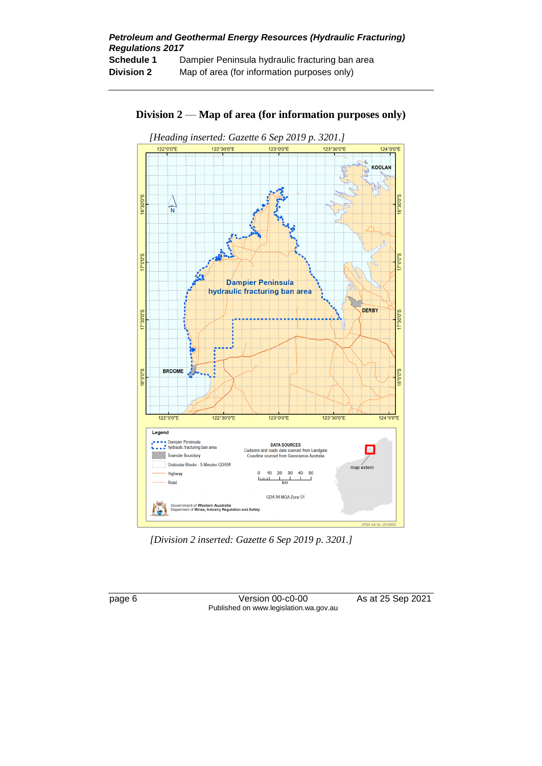## Division 2 — Map of area (for information purposes only)

*[Heading inserted: Gazette 6 Sep 2019 p. 3201.]*

*[Division 2 inserted: Gazette 6 Sep 2019 p. 3201.]*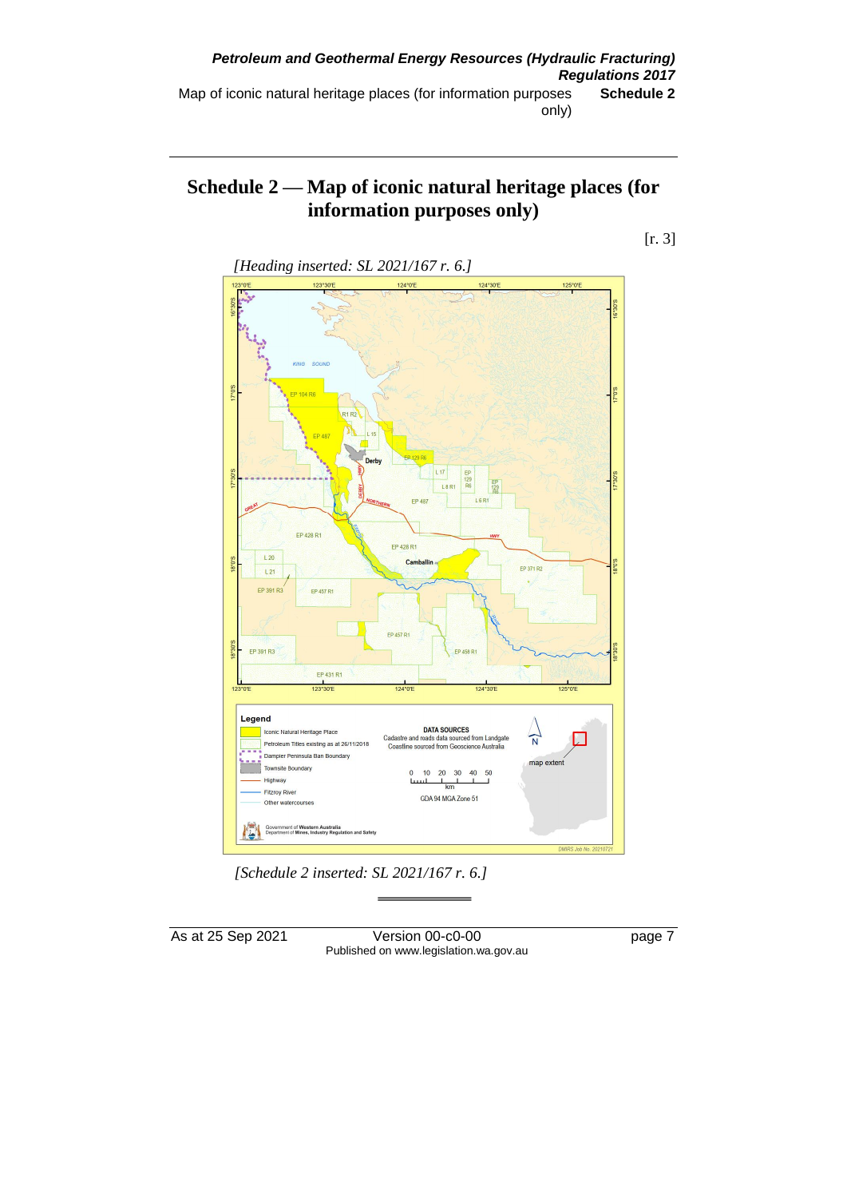# Schedule 2 — Map of iconic natural heritage places (for information purposes only)

[r. 3]

*[Heading inserted: SL 2021/167 r. 6.]*

*[Schedule 2 inserted: SL 2021/167 r. 6.]*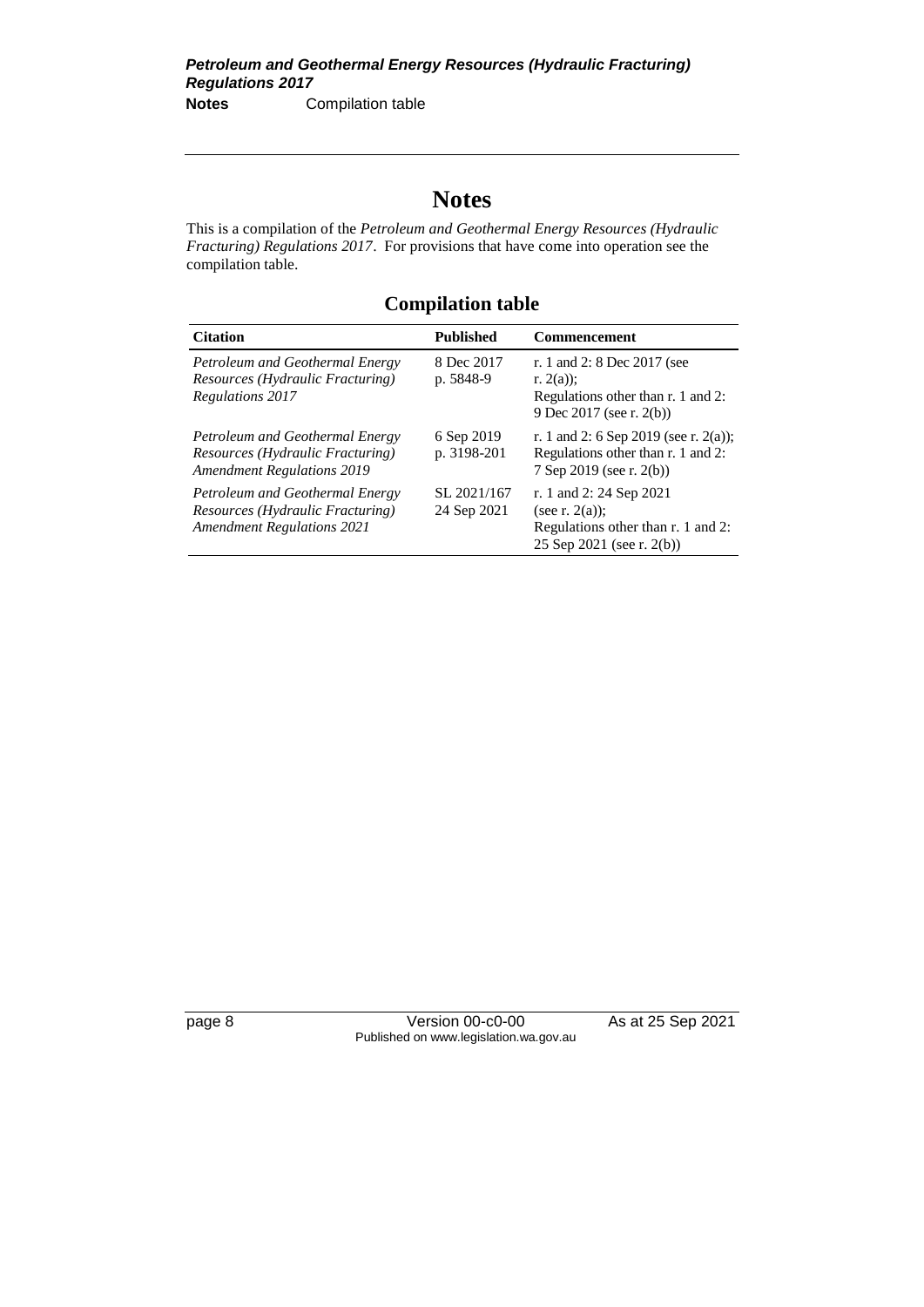# Notes

This is a compilation of the *Petroleum and Geothermal Energy Resources (Hydraulic Fracturing) Regulations 2017*. For provisions that have come into operation see the compilation table.

## Compilation table

| Citation | Published | Commencement |
| --- | --- | --- |
| *Petroleum and Geothermal Energy Resources (Hydraulic Fracturing) Regulations 2017* | 8 Dec 2017 p. 5848-9 | r. 1 and 2: 8 Dec 2017 (see r. 2(a)); Regulations other than r. 1 and 2: 9 Dec 2017 (see r. 2(b)) |
| *Petroleum and Geothermal Energy Resources (Hydraulic Fracturing) Amendment Regulations 2019* | 6 Sep 2019 p. 3198-201 | r. 1 and 2: 6 Sep 2019 (see r. 2(a)); Regulations other than r. 1 and 2: 7 Sep 2019 (see r. 2(b)) |
| *Petroleum and Geothermal Energy Resources (Hydraulic Fracturing) Amendment Regulations 2021* | SL 2021/167 24 Sep 2021 | r. 1 and 2: 24 Sep 2021 (see r. 2(a)); Regulations other than r. 1 and 2: 25 Sep 2021 (see r. 2(b)) |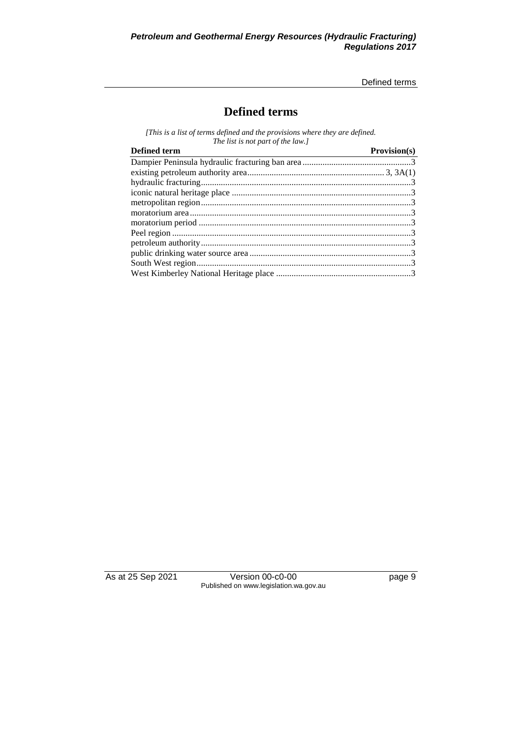# Defined terms

*[This is a list of terms defined and the provisions where they are defined. The list is not part of the law.]*

| Defined term | Provision(s) |
| --- | --- |
| Dampier Peninsula hydraulic fracturing ban area | 3 |
| existing petroleum authority area | 3, 3A(1) |
| hydraulic fracturing | 3 |
| iconic natural heritage place | 3 |
| metropolitan region | 3 |
| moratorium area | 3 |
| moratorium period | 3 |
| Peel region | 3 |
| petroleum authority | 3 |
| public drinking water source area | 3 |
| South West region | 3 |
| West Kimberley National Heritage place | 3 |